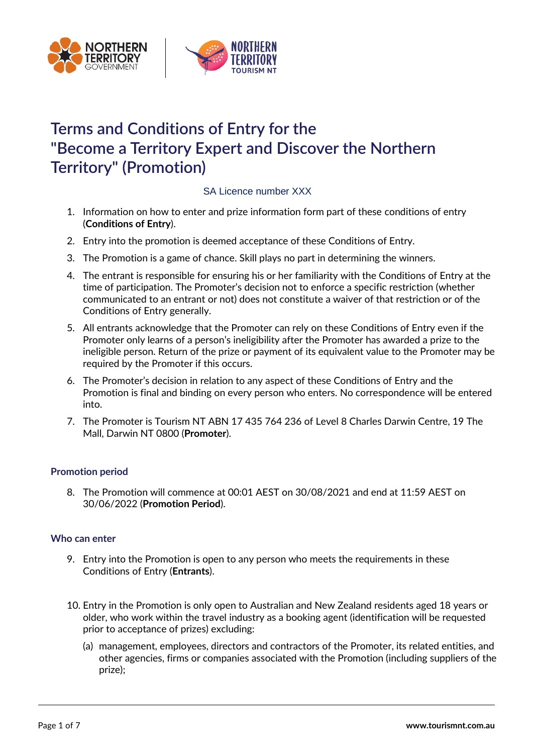# Terms and Conditions of Entry for the "Become a Territory Expert and Discover the Northern Territory" (Promotion)

SA Licence number XXX

1. Information on how to enter and prize information form part of these conditions of entry (**Conditions of Entry**).
2. Entry into the promotion is deemed acceptance of these Conditions of Entry.
3. The Promotion is a game of chance. Skill plays no part in determining the winners.
4. The entrant is responsible for ensuring his or her familiarity with the Conditions of Entry at the time of participation. The Promoter's decision not to enforce a specific restriction (whether communicated to an entrant or not) does not constitute a waiver of that restriction or of the Conditions of Entry generally.
5. All entrants acknowledge that the Promoter can rely on these Conditions of Entry even if the Promoter only learns of a person's ineligibility after the Promoter has awarded a prize to the ineligible person. Return of the prize or payment of its equivalent value to the Promoter may be required by the Promoter if this occurs.
6. The Promoter's decision in relation to any aspect of these Conditions of Entry and the Promotion is final and binding on every person who enters. No correspondence will be entered into.
7. The Promoter is Tourism NT ABN 17 435 764 236 of Level 8 Charles Darwin Centre, 19 The Mall, Darwin NT 0800 (**Promoter**).

### Promotion period

8. The Promotion will commence at 00:01 AEST on 30/08/2021 and end at 11:59 AEST on 30/06/2022 (**Promotion Period**).

### Who can enter

9. Entry into the Promotion is open to any person who meets the requirements in these Conditions of Entry (**Entrants**).
10. Entry in the Promotion is only open to Australian and New Zealand residents aged 18 years or older, who work within the travel industry as a booking agent (identification will be requested prior to acceptance of prizes) excluding:
    (a) management, employees, directors and contractors of the Promoter, its related entities, and other agencies, firms or companies associated with the Promotion (including suppliers of the prize);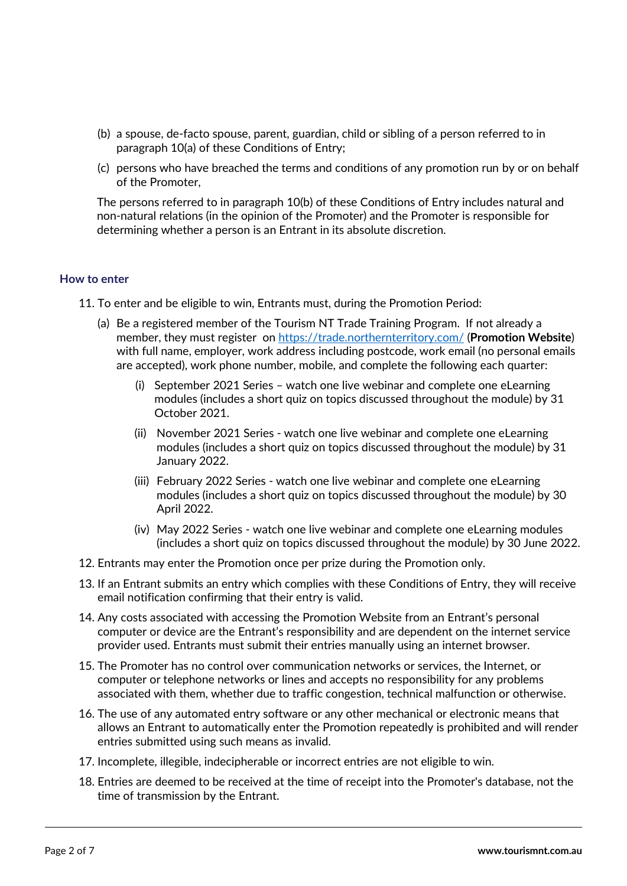(b) a spouse, de-facto spouse, parent, guardian, child or sibling of a person referred to in paragraph 10(a) of these Conditions of Entry;

(c) persons who have breached the terms and conditions of any promotion run by or on behalf of the Promoter,

The persons referred to in paragraph 10(b) of these Conditions of Entry includes natural and non-natural relations (in the opinion of the Promoter) and the Promoter is responsible for determining whether a person is an Entrant in its absolute discretion.

### How to enter

11. To enter and be eligible to win, Entrants must, during the Promotion Period:

    (a) Be a registered member of the Tourism NT Trade Training Program. If not already a member, they must register on [https://trade.northernterritory.com/](https://trade.northernterritory.com/) (**Promotion Website**) with full name, employer, work address including postcode, work email (no personal emails are accepted), work phone number, mobile, and complete the following each quarter:

    (i) September 2021 Series – watch one live webinar and complete one eLearning modules (includes a short quiz on topics discussed throughout the module) by 31 October 2021.

    (ii) November 2021 Series - watch one live webinar and complete one eLearning modules (includes a short quiz on topics discussed throughout the module) by 31 January 2022.

    (iii) February 2022 Series - watch one live webinar and complete one eLearning modules (includes a short quiz on topics discussed throughout the module) by 30 April 2022.

    (iv) May 2022 Series - watch one live webinar and complete one eLearning modules (includes a short quiz on topics discussed throughout the module) by 30 June 2022.

12. Entrants may enter the Promotion once per prize during the Promotion only.

13. If an Entrant submits an entry which complies with these Conditions of Entry, they will receive email notification confirming that their entry is valid.

14. Any costs associated with accessing the Promotion Website from an Entrant's personal computer or device are the Entrant's responsibility and are dependent on the internet service provider used. Entrants must submit their entries manually using an internet browser.

15. The Promoter has no control over communication networks or services, the Internet, or computer or telephone networks or lines and accepts no responsibility for any problems associated with them, whether due to traffic congestion, technical malfunction or otherwise.

16. The use of any automated entry software or any other mechanical or electronic means that allows an Entrant to automatically enter the Promotion repeatedly is prohibited and will render entries submitted using such means as invalid.

17. Incomplete, illegible, indecipherable or incorrect entries are not eligible to win.

18. Entries are deemed to be received at the time of receipt into the Promoter's database, not the time of transmission by the Entrant.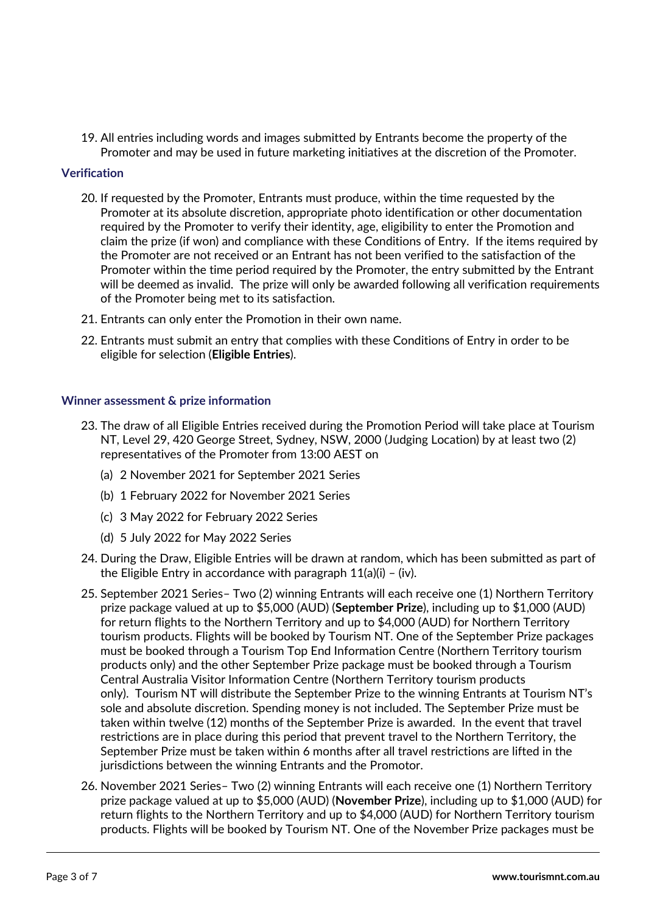19. All entries including words and images submitted by Entrants become the property of the Promoter and may be used in future marketing initiatives at the discretion of the Promoter.

### Verification

20. If requested by the Promoter, Entrants must produce, within the time requested by the Promoter at its absolute discretion, appropriate photo identification or other documentation required by the Promoter to verify their identity, age, eligibility to enter the Promotion and claim the prize (if won) and compliance with these Conditions of Entry. If the items required by the Promoter are not received or an Entrant has not been verified to the satisfaction of the Promoter within the time period required by the Promoter, the entry submitted by the Entrant will be deemed as invalid. The prize will only be awarded following all verification requirements of the Promoter being met to its satisfaction.
21. Entrants can only enter the Promotion in their own name.
22. Entrants must submit an entry that complies with these Conditions of Entry in order to be eligible for selection (**Eligible Entries**).

### Winner assessment & prize information

23. The draw of all Eligible Entries received during the Promotion Period will take place at Tourism NT, Level 29, 420 George Street, Sydney, NSW, 2000 (Judging Location) by at least two (2) representatives of the Promoter from 13:00 AEST on
    (a) 2 November 2021 for September 2021 Series
    (b) 1 February 2022 for November 2021 Series
    (c) 3 May 2022 for February 2022 Series
    (d) 5 July 2022 for May 2022 Series
24. During the Draw, Eligible Entries will be drawn at random, which has been submitted as part of the Eligible Entry in accordance with paragraph 11(a)(i) – (iv).
25. September 2021 Series– Two (2) winning Entrants will each receive one (1) Northern Territory prize package valued at up to $5,000 (AUD) (**September Prize**), including up to $1,000 (AUD) for return flights to the Northern Territory and up to $4,000 (AUD) for Northern Territory tourism products. Flights will be booked by Tourism NT. One of the September Prize packages must be booked through a Tourism Top End Information Centre (Northern Territory tourism products only) and the other September Prize package must be booked through a Tourism Central Australia Visitor Information Centre (Northern Territory tourism products only). Tourism NT will distribute the September Prize to the winning Entrants at Tourism NT's sole and absolute discretion. Spending money is not included. The September Prize must be taken within twelve (12) months of the September Prize is awarded. In the event that travel restrictions are in place during this period that prevent travel to the Northern Territory, the September Prize must be taken within 6 months after all travel restrictions are lifted in the jurisdictions between the winning Entrants and the Promotor.
26. November 2021 Series– Two (2) winning Entrants will each receive one (1) Northern Territory prize package valued at up to $5,000 (AUD) (**November Prize**), including up to $1,000 (AUD) for return flights to the Northern Territory and up to $4,000 (AUD) for Northern Territory tourism products. Flights will be booked by Tourism NT. One of the November Prize packages must be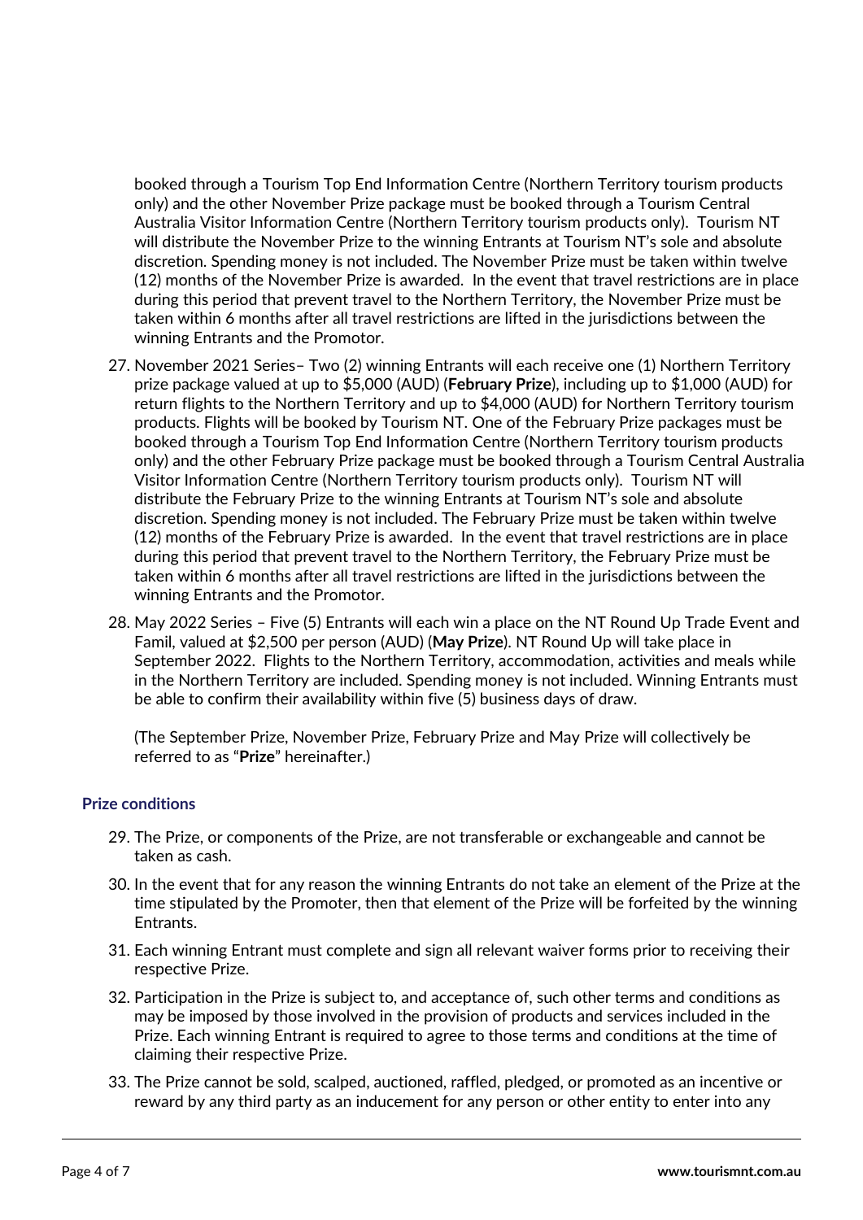booked through a Tourism Top End Information Centre (Northern Territory tourism products only) and the other November Prize package must be booked through a Tourism Central Australia Visitor Information Centre (Northern Territory tourism products only). Tourism NT will distribute the November Prize to the winning Entrants at Tourism NT's sole and absolute discretion. Spending money is not included. The November Prize must be taken within twelve (12) months of the November Prize is awarded. In the event that travel restrictions are in place during this period that prevent travel to the Northern Territory, the November Prize must be taken within 6 months after all travel restrictions are lifted in the jurisdictions between the winning Entrants and the Promotor.

27. November 2021 Series– Two (2) winning Entrants will each receive one (1) Northern Territory prize package valued at up to $5,000 (AUD) (**February Prize**), including up to $1,000 (AUD) for return flights to the Northern Territory and up to $4,000 (AUD) for Northern Territory tourism products. Flights will be booked by Tourism NT. One of the February Prize packages must be booked through a Tourism Top End Information Centre (Northern Territory tourism products only) and the other February Prize package must be booked through a Tourism Central Australia Visitor Information Centre (Northern Territory tourism products only). Tourism NT will distribute the February Prize to the winning Entrants at Tourism NT's sole and absolute discretion. Spending money is not included. The February Prize must be taken within twelve (12) months of the February Prize is awarded. In the event that travel restrictions are in place during this period that prevent travel to the Northern Territory, the February Prize must be taken within 6 months after all travel restrictions are lifted in the jurisdictions between the winning Entrants and the Promotor.
28. May 2022 Series – Five (5) Entrants will each win a place on the NT Round Up Trade Event and Famil, valued at $2,500 per person (AUD) (**May Prize**). NT Round Up will take place in September 2022. Flights to the Northern Territory, accommodation, activities and meals while in the Northern Territory are included. Spending money is not included. Winning Entrants must be able to confirm their availability within five (5) business days of draw.

    (The September Prize, November Prize, February Prize and May Prize will collectively be referred to as "**Prize**" hereinafter.)

### Prize conditions

29. The Prize, or components of the Prize, are not transferable or exchangeable and cannot be taken as cash.
30. In the event that for any reason the winning Entrants do not take an element of the Prize at the time stipulated by the Promoter, then that element of the Prize will be forfeited by the winning Entrants.
31. Each winning Entrant must complete and sign all relevant waiver forms prior to receiving their respective Prize.
32. Participation in the Prize is subject to, and acceptance of, such other terms and conditions as may be imposed by those involved in the provision of products and services included in the Prize. Each winning Entrant is required to agree to those terms and conditions at the time of claiming their respective Prize.
33. The Prize cannot be sold, scalped, auctioned, raffled, pledged, or promoted as an incentive or reward by any third party as an inducement for any person or other entity to enter into any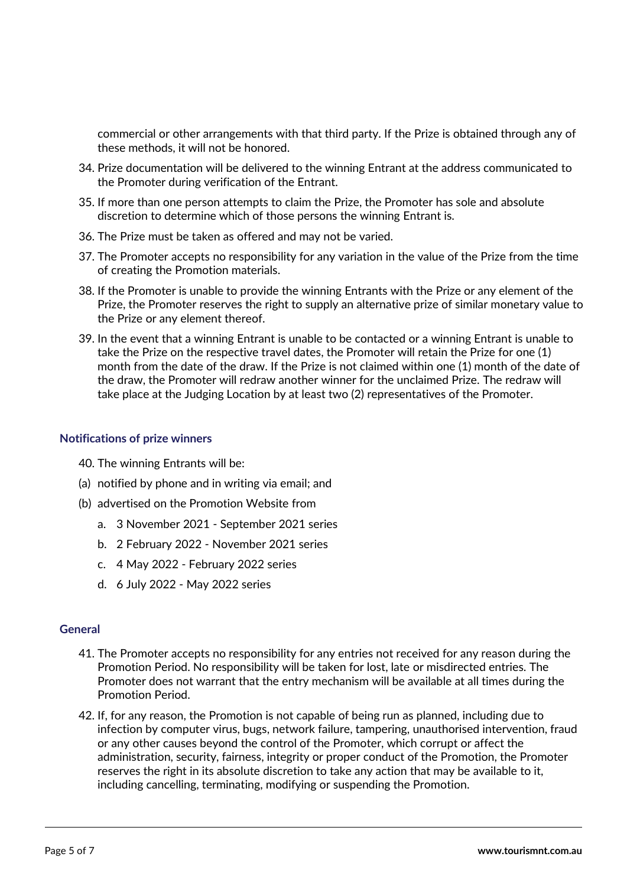commercial or other arrangements with that third party. If the Prize is obtained through any of these methods, it will not be honored.

34. Prize documentation will be delivered to the winning Entrant at the address communicated to the Promoter during verification of the Entrant.
35. If more than one person attempts to claim the Prize, the Promoter has sole and absolute discretion to determine which of those persons the winning Entrant is.
36. The Prize must be taken as offered and may not be varied.
37. The Promoter accepts no responsibility for any variation in the value of the Prize from the time of creating the Promotion materials.
38. If the Promoter is unable to provide the winning Entrants with the Prize or any element of the Prize, the Promoter reserves the right to supply an alternative prize of similar monetary value to the Prize or any element thereof.
39. In the event that a winning Entrant is unable to be contacted or a winning Entrant is unable to take the Prize on the respective travel dates, the Promoter will retain the Prize for one (1) month from the date of the draw. If the Prize is not claimed within one (1) month of the date of the draw, the Promoter will redraw another winner for the unclaimed Prize. The redraw will take place at the Judging Location by at least two (2) representatives of the Promoter.

### Notifications of prize winners

40. The winning Entrants will be:

(a) notified by phone and in writing via email; and

(b) advertised on the Promotion Website from

  a. 3 November 2021 - September 2021 series
  b. 2 February 2022 - November 2021 series
  c. 4 May 2022 - February 2022 series
  d. 6 July 2022 - May 2022 series

### General

41. The Promoter accepts no responsibility for any entries not received for any reason during the Promotion Period. No responsibility will be taken for lost, late or misdirected entries. The Promoter does not warrant that the entry mechanism will be available at all times during the Promotion Period.
42. If, for any reason, the Promotion is not capable of being run as planned, including due to infection by computer virus, bugs, network failure, tampering, unauthorised intervention, fraud or any other causes beyond the control of the Promoter, which corrupt or affect the administration, security, fairness, integrity or proper conduct of the Promotion, the Promoter reserves the right in its absolute discretion to take any action that may be available to it, including cancelling, terminating, modifying or suspending the Promotion.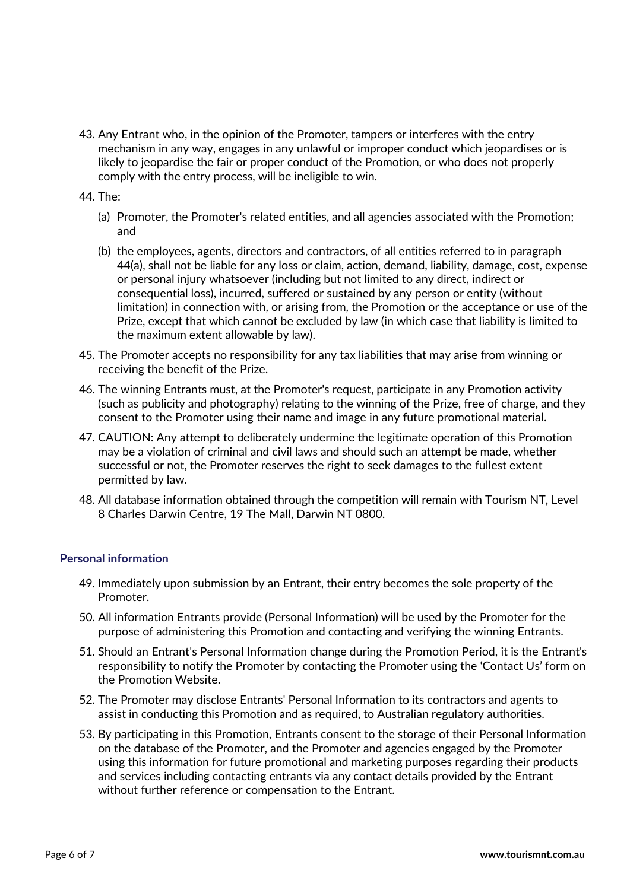43. Any Entrant who, in the opinion of the Promoter, tampers or interferes with the entry mechanism in any way, engages in any unlawful or improper conduct which jeopardises or is likely to jeopardise the fair or proper conduct of the Promotion, or who does not properly comply with the entry process, will be ineligible to win.

44. The:

    (a) Promoter, the Promoter's related entities, and all agencies associated with the Promotion; and

    (b) the employees, agents, directors and contractors, of all entities referred to in paragraph 44(a), shall not be liable for any loss or claim, action, demand, liability, damage, cost, expense or personal injury whatsoever (including but not limited to any direct, indirect or consequential loss), incurred, suffered or sustained by any person or entity (without limitation) in connection with, or arising from, the Promotion or the acceptance or use of the Prize, except that which cannot be excluded by law (in which case that liability is limited to the maximum extent allowable by law).

45. The Promoter accepts no responsibility for any tax liabilities that may arise from winning or receiving the benefit of the Prize.

46. The winning Entrants must, at the Promoter's request, participate in any Promotion activity (such as publicity and photography) relating to the winning of the Prize, free of charge, and they consent to the Promoter using their name and image in any future promotional material.

47. CAUTION: Any attempt to deliberately undermine the legitimate operation of this Promotion may be a violation of criminal and civil laws and should such an attempt be made, whether successful or not, the Promoter reserves the right to seek damages to the fullest extent permitted by law.

48. All database information obtained through the competition will remain with Tourism NT, Level 8 Charles Darwin Centre, 19 The Mall, Darwin NT 0800.

## Personal information

49. Immediately upon submission by an Entrant, their entry becomes the sole property of the Promoter.

50. All information Entrants provide (Personal Information) will be used by the Promoter for the purpose of administering this Promotion and contacting and verifying the winning Entrants.

51. Should an Entrant's Personal Information change during the Promotion Period, it is the Entrant's responsibility to notify the Promoter by contacting the Promoter using the 'Contact Us' form on the Promotion Website.

52. The Promoter may disclose Entrants' Personal Information to its contractors and agents to assist in conducting this Promotion and as required, to Australian regulatory authorities.

53. By participating in this Promotion, Entrants consent to the storage of their Personal Information on the database of the Promoter, and the Promoter and agencies engaged by the Promoter using this information for future promotional and marketing purposes regarding their products and services including contacting entrants via any contact details provided by the Entrant without further reference or compensation to the Entrant.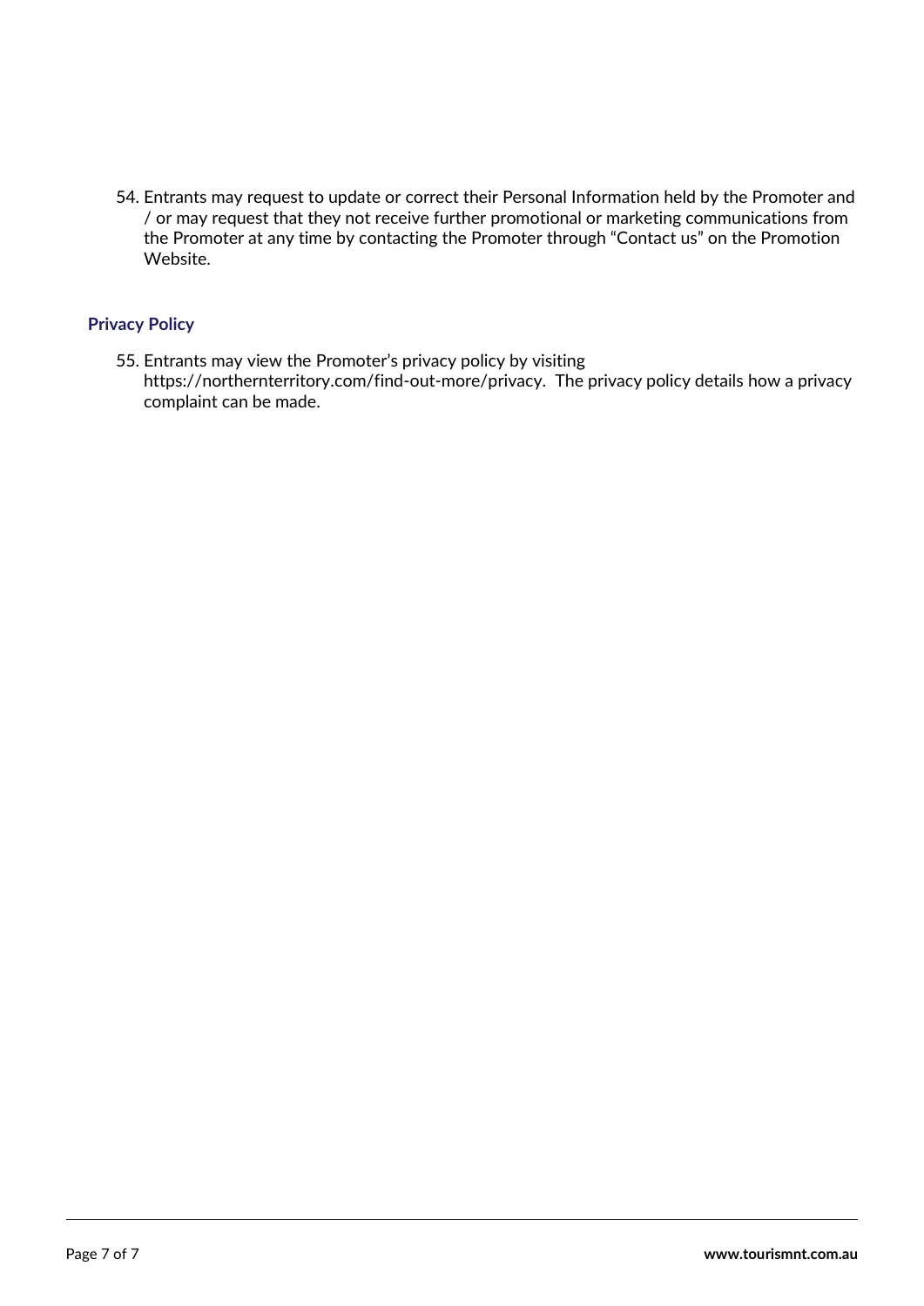54. Entrants may request to update or correct their Personal Information held by the Promoter and / or may request that they not receive further promotional or marketing communications from the Promoter at any time by contacting the Promoter through "Contact us" on the Promotion Website.

### Privacy Policy

55. Entrants may view the Promoter's privacy policy by visiting https://northernterritory.com/find-out-more/privacy. The privacy policy details how a privacy complaint can be made.